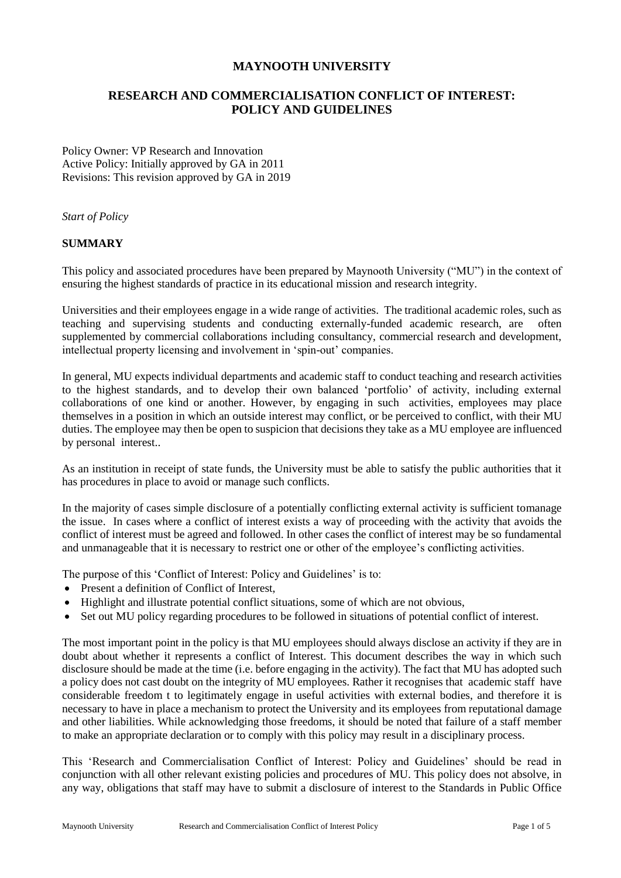# MAYNOOTH UNIVERSITY

## RESEARCH AND COMMERCIALISATION CONFLICT OF INTEREST: POLICY AND GUIDELINES

Policy Owner: VP Research and Innovation
Active Policy: Initially approved by GA in 2011
Revisions: This revision approved by GA in 2019

*Start of Policy*

### SUMMARY

This policy and associated procedures have been prepared by Maynooth University ("MU") in the context of ensuring the highest standards of practice in its educational mission and research integrity.

Universities and their employees engage in a wide range of activities. The traditional academic roles, such as teaching and supervising students and conducting externally-funded academic research, are often supplemented by commercial collaborations including consultancy, commercial research and development, intellectual property licensing and involvement in 'spin-out' companies.

In general, MU expects individual departments and academic staff to conduct teaching and research activities to the highest standards, and to develop their own balanced 'portfolio' of activity, including external collaborations of one kind or another. However, by engaging in such activities, employees may place themselves in a position in which an outside interest may conflict, or be perceived to conflict, with their MU duties. The employee may then be open to suspicion that decisions they take as a MU employee are influenced by personal interest..

As an institution in receipt of state funds, the University must be able to satisfy the public authorities that it has procedures in place to avoid or manage such conflicts.

In the majority of cases simple disclosure of a potentially conflicting external activity is sufficient tomanage the issue. In cases where a conflict of interest exists a way of proceeding with the activity that avoids the conflict of interest must be agreed and followed. In other cases the conflict of interest may be so fundamental and unmanageable that it is necessary to restrict one or other of the employee's conflicting activities.

The purpose of this 'Conflict of Interest: Policy and Guidelines' is to:

- Present a definition of Conflict of Interest,
- Highlight and illustrate potential conflict situations, some of which are not obvious,
- Set out MU policy regarding procedures to be followed in situations of potential conflict of interest.

The most important point in the policy is that MU employees should always disclose an activity if they are in doubt about whether it represents a conflict of Interest. This document describes the way in which such disclosure should be made at the time (i.e. before engaging in the activity). The fact that MU has adopted such a policy does not cast doubt on the integrity of MU employees. Rather it recognises that academic staff have considerable freedom t to legitimately engage in useful activities with external bodies, and therefore it is necessary to have in place a mechanism to protect the University and its employees from reputational damage and other liabilities. While acknowledging those freedoms, it should be noted that failure of a staff member to make an appropriate declaration or to comply with this policy may result in a disciplinary process.

This 'Research and Commercialisation Conflict of Interest: Policy and Guidelines' should be read in conjunction with all other relevant existing policies and procedures of MU. This policy does not absolve, in any way, obligations that staff may have to submit a disclosure of interest to the Standards in Public Office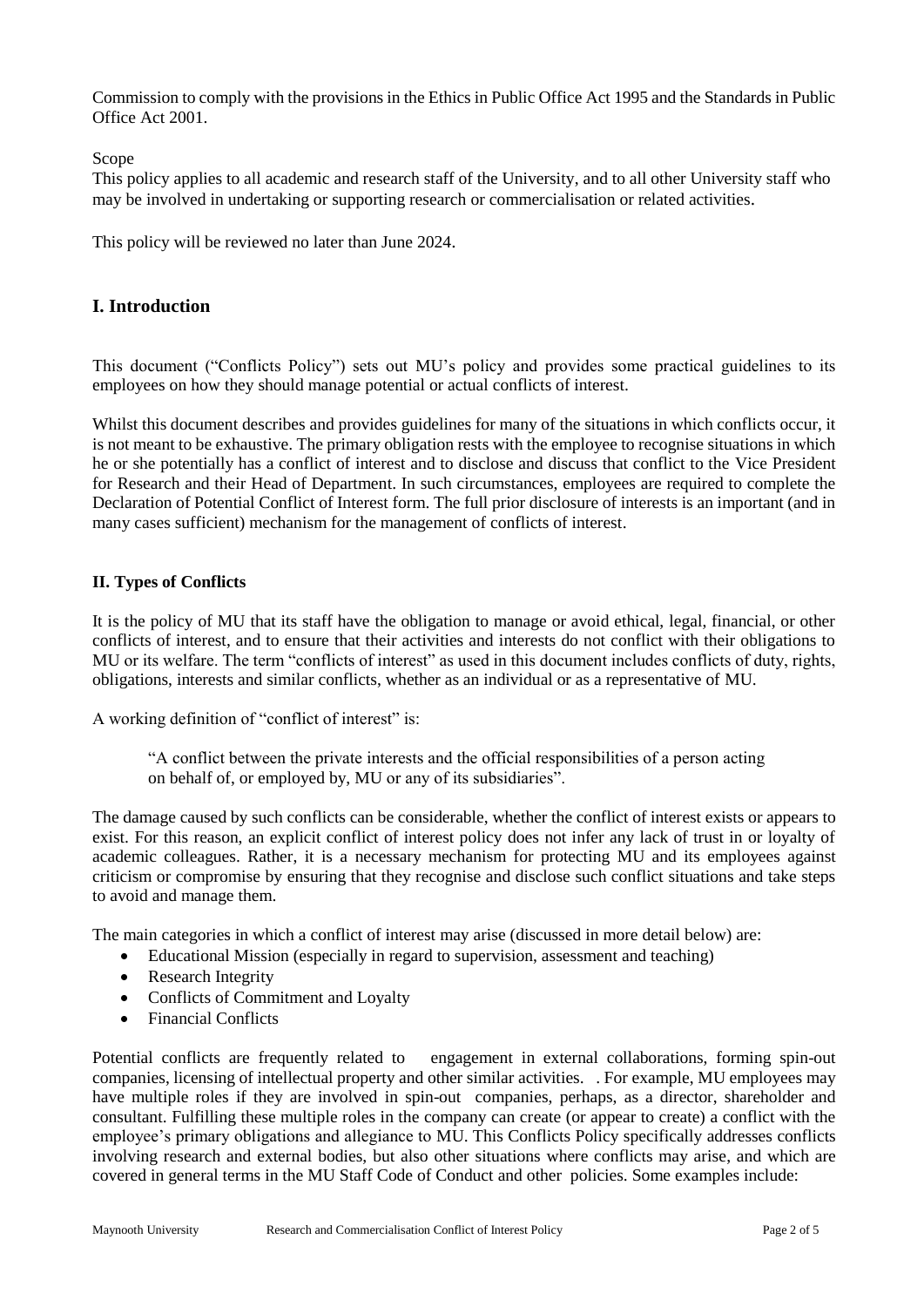Commission to comply with the provisions in the Ethics in Public Office Act 1995 and the Standards in Public Office Act 2001.

Scope

This policy applies to all academic and research staff of the University, and to all other University staff who may be involved in undertaking or supporting research or commercialisation or related activities.

This policy will be reviewed no later than June 2024.

## I. Introduction

This document ("Conflicts Policy") sets out MU's policy and provides some practical guidelines to its employees on how they should manage potential or actual conflicts of interest.

Whilst this document describes and provides guidelines for many of the situations in which conflicts occur, it is not meant to be exhaustive. The primary obligation rests with the employee to recognise situations in which he or she potentially has a conflict of interest and to disclose and discuss that conflict to the Vice President for Research and their Head of Department. In such circumstances, employees are required to complete the Declaration of Potential Conflict of Interest form. The full prior disclosure of interests is an important (and in many cases sufficient) mechanism for the management of conflicts of interest.

### II. Types of Conflicts

It is the policy of MU that its staff have the obligation to manage or avoid ethical, legal, financial, or other conflicts of interest, and to ensure that their activities and interests do not conflict with their obligations to MU or its welfare. The term "conflicts of interest" as used in this document includes conflicts of duty, rights, obligations, interests and similar conflicts, whether as an individual or as a representative of MU.

A working definition of "conflict of interest" is:

> "A conflict between the private interests and the official responsibilities of a person acting on behalf of, or employed by, MU or any of its subsidiaries".

The damage caused by such conflicts can be considerable, whether the conflict of interest exists or appears to exist. For this reason, an explicit conflict of interest policy does not infer any lack of trust in or loyalty of academic colleagues. Rather, it is a necessary mechanism for protecting MU and its employees against criticism or compromise by ensuring that they recognise and disclose such conflict situations and take steps to avoid and manage them.

The main categories in which a conflict of interest may arise (discussed in more detail below) are:

- Educational Mission (especially in regard to supervision, assessment and teaching)
- Research Integrity
- Conflicts of Commitment and Loyalty
- Financial Conflicts

Potential conflicts are frequently related to engagement in external collaborations, forming spin-out companies, licensing of intellectual property and other similar activities. . For example, MU employees may have multiple roles if they are involved in spin-out companies, perhaps, as a director, shareholder and consultant. Fulfilling these multiple roles in the company can create (or appear to create) a conflict with the employee's primary obligations and allegiance to MU. This Conflicts Policy specifically addresses conflicts involving research and external bodies, but also other situations where conflicts may arise, and which are covered in general terms in the MU Staff Code of Conduct and other policies. Some examples include: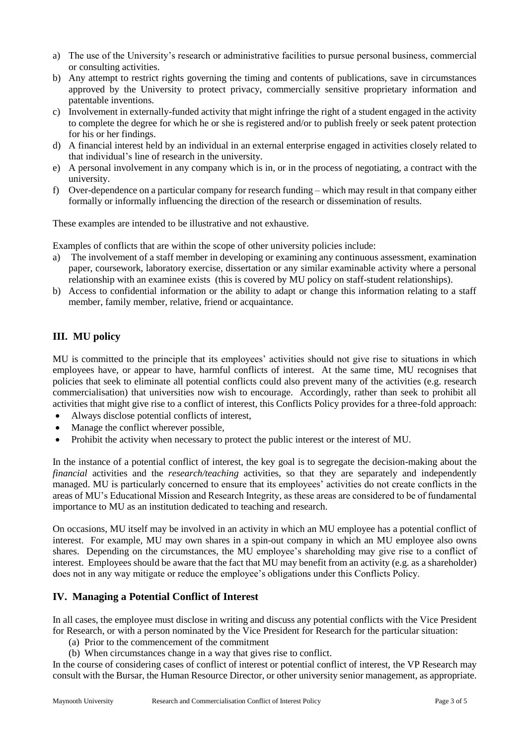a) The use of the University's research or administrative facilities to pursue personal business, commercial or consulting activities.
b) Any attempt to restrict rights governing the timing and contents of publications, save in circumstances approved by the University to protect privacy, commercially sensitive proprietary information and patentable inventions.
c) Involvement in externally-funded activity that might infringe the right of a student engaged in the activity to complete the degree for which he or she is registered and/or to publish freely or seek patent protection for his or her findings.
d) A financial interest held by an individual in an external enterprise engaged in activities closely related to that individual's line of research in the university.
e) A personal involvement in any company which is in, or in the process of negotiating, a contract with the university.
f) Over-dependence on a particular company for research funding – which may result in that company either formally or informally influencing the direction of the research or dissemination of results.

These examples are intended to be illustrative and not exhaustive.

Examples of conflicts that are within the scope of other university policies include:

a) The involvement of a staff member in developing or examining any continuous assessment, examination paper, coursework, laboratory exercise, dissertation or any similar examinable activity where a personal relationship with an examinee exists (this is covered by MU policy on staff-student relationships).
b) Access to confidential information or the ability to adapt or change this information relating to a staff member, family member, relative, friend or acquaintance.

## III. MU policy

MU is committed to the principle that its employees' activities should not give rise to situations in which employees have, or appear to have, harmful conflicts of interest. At the same time, MU recognises that policies that seek to eliminate all potential conflicts could also prevent many of the activities (e.g. research commercialisation) that universities now wish to encourage. Accordingly, rather than seek to prohibit all activities that might give rise to a conflict of interest, this Conflicts Policy provides for a three-fold approach:

- Always disclose potential conflicts of interest,
- Manage the conflict wherever possible,
- Prohibit the activity when necessary to protect the public interest or the interest of MU.

In the instance of a potential conflict of interest, the key goal is to segregate the decision-making about the *financial* activities and the *research/teaching* activities, so that they are separately and independently managed. MU is particularly concerned to ensure that its employees' activities do not create conflicts in the areas of MU's Educational Mission and Research Integrity, as these areas are considered to be of fundamental importance to MU as an institution dedicated to teaching and research.

On occasions, MU itself may be involved in an activity in which an MU employee has a potential conflict of interest. For example, MU may own shares in a spin-out company in which an MU employee also owns shares. Depending on the circumstances, the MU employee's shareholding may give rise to a conflict of interest. Employees should be aware that the fact that MU may benefit from an activity (e.g. as a shareholder) does not in any way mitigate or reduce the employee's obligations under this Conflicts Policy.

## IV. Managing a Potential Conflict of Interest

In all cases, the employee must disclose in writing and discuss any potential conflicts with the Vice President for Research, or with a person nominated by the Vice President for Research for the particular situation:

(a) Prior to the commencement of the commitment
(b) When circumstances change in a way that gives rise to conflict.

In the course of considering cases of conflict of interest or potential conflict of interest, the VP Research may consult with the Bursar, the Human Resource Director, or other university senior management, as appropriate.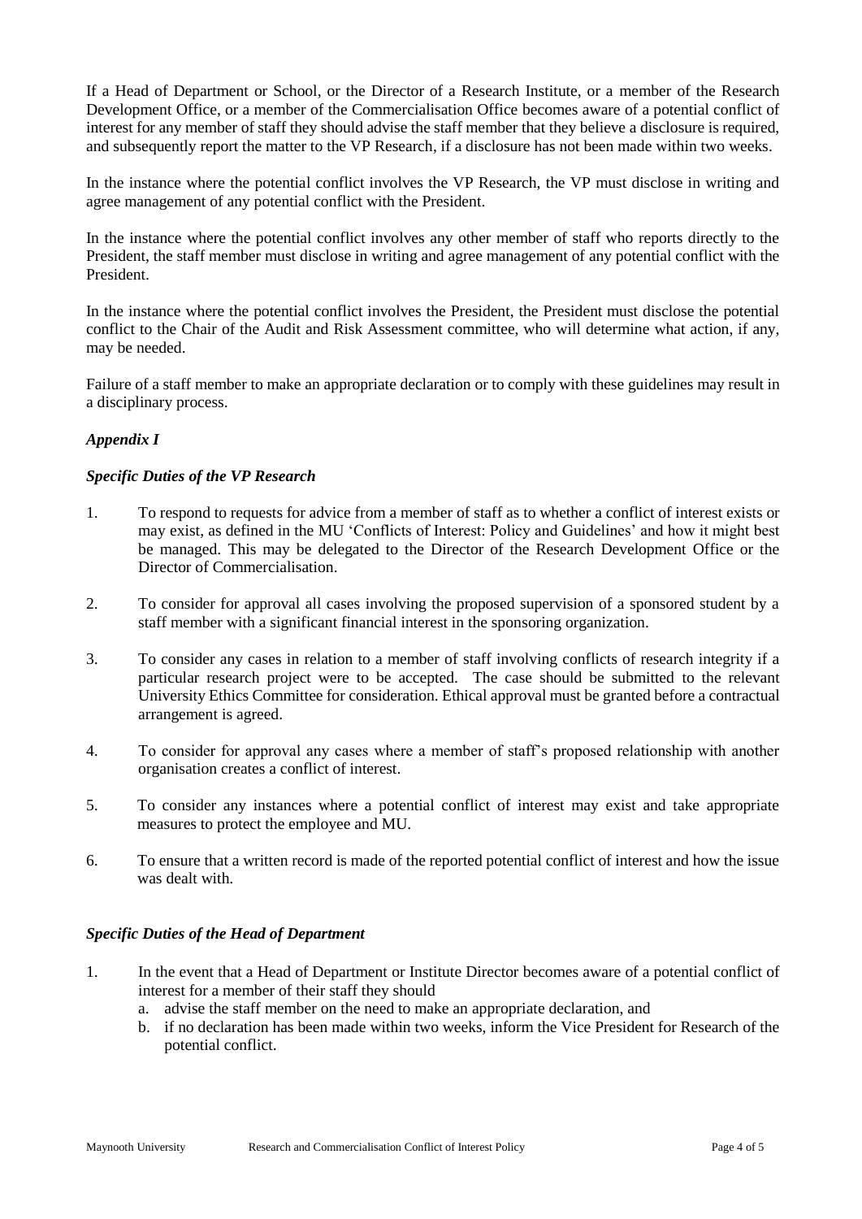If a Head of Department or School, or the Director of a Research Institute, or a member of the Research Development Office, or a member of the Commercialisation Office becomes aware of a potential conflict of interest for any member of staff they should advise the staff member that they believe a disclosure is required, and subsequently report the matter to the VP Research, if a disclosure has not been made within two weeks.

In the instance where the potential conflict involves the VP Research, the VP must disclose in writing and agree management of any potential conflict with the President.

In the instance where the potential conflict involves any other member of staff who reports directly to the President, the staff member must disclose in writing and agree management of any potential conflict with the President.

In the instance where the potential conflict involves the President, the President must disclose the potential conflict to the Chair of the Audit and Risk Assessment committee, who will determine what action, if any, may be needed.

Failure of a staff member to make an appropriate declaration or to comply with these guidelines may result in a disciplinary process.

### *Appendix I*

#### *Specific Duties of the VP Research*

1. To respond to requests for advice from a member of staff as to whether a conflict of interest exists or may exist, as defined in the MU 'Conflicts of Interest: Policy and Guidelines' and how it might best be managed. This may be delegated to the Director of the Research Development Office or the Director of Commercialisation.

2. To consider for approval all cases involving the proposed supervision of a sponsored student by a staff member with a significant financial interest in the sponsoring organization.

3. To consider any cases in relation to a member of staff involving conflicts of research integrity if a particular research project were to be accepted. The case should be submitted to the relevant University Ethics Committee for consideration. Ethical approval must be granted before a contractual arrangement is agreed.

4. To consider for approval any cases where a member of staff's proposed relationship with another organisation creates a conflict of interest.

5. To consider any instances where a potential conflict of interest may exist and take appropriate measures to protect the employee and MU.

6. To ensure that a written record is made of the reported potential conflict of interest and how the issue was dealt with.

#### *Specific Duties of the Head of Department*

1. In the event that a Head of Department or Institute Director becomes aware of a potential conflict of interest for a member of their staff they should
   a. advise the staff member on the need to make an appropriate declaration, and
   b. if no declaration has been made within two weeks, inform the Vice President for Research of the potential conflict.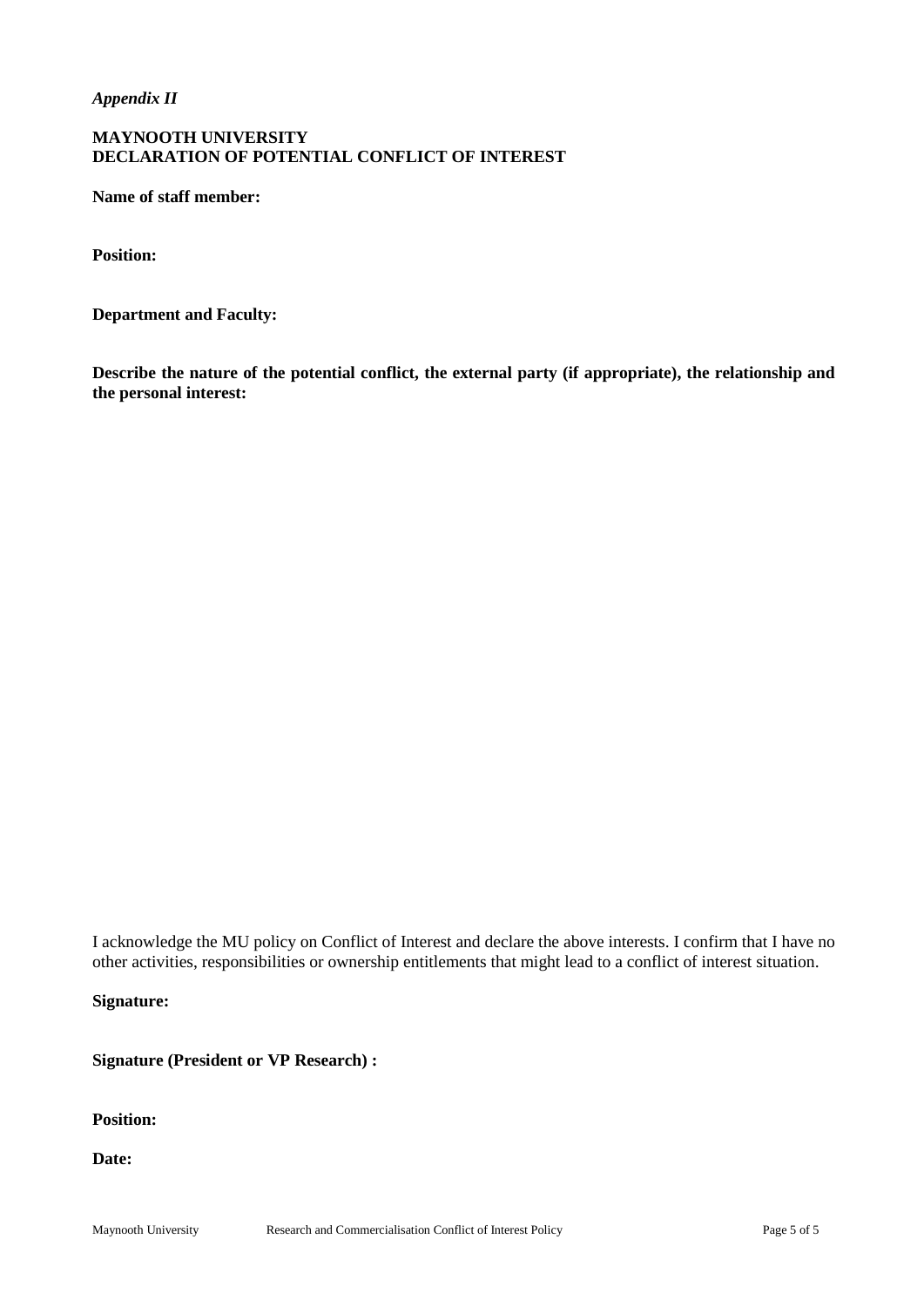*Appendix II*

**MAYNOOTH UNIVERSITY**
**DECLARATION OF POTENTIAL CONFLICT OF INTEREST**

**Name of staff member:**

**Position:**

**Department and Faculty:**

**Describe the nature of the potential conflict, the external party (if appropriate), the relationship and the personal interest:**

I acknowledge the MU policy on Conflict of Interest and declare the above interests. I confirm that I have no other activities, responsibilities or ownership entitlements that might lead to a conflict of interest situation.

**Signature:**

**Signature (President or VP Research) :**

**Position:**

**Date:**